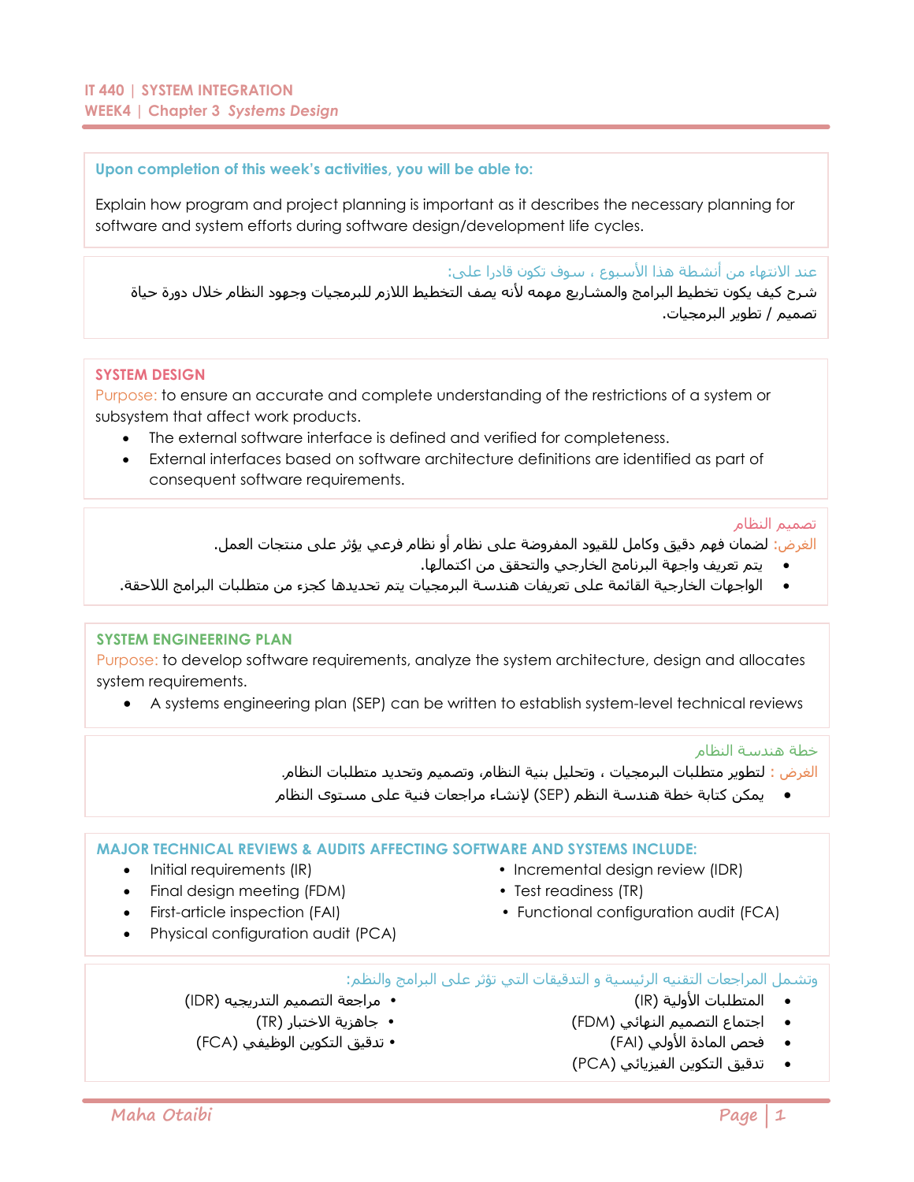# IT 440 | SYSTEM INTEGRATION

## WEEK4 | Chapter 3 *Systems Design*

**Upon completion of this week's activities, you will be able to:**

Explain how program and project planning is important as it describes the necessary planning for software and system efforts during software design/development life cycles.

عند الانتهاء من أنشطة هذا الأسبوع ، سوف تكون قادرا على:

شرح كيف يكون تخطيط البرامج والمشاريع مهمه لأنه يصف التخطيط اللازم للبرمجيات وجهود النظام خلال دورة حياة تصميم / تطوير البرمجيات.

### SYSTEM DESIGN

Purpose: to ensure an accurate and complete understanding of the restrictions of a system or subsystem that affect work products.

- The external software interface is defined and verified for completeness.
- External interfaces based on software architecture definitions are identified as part of consequent software requirements.

### تصميم النظام

الغرض: لضمان فهم دقيق وكامل للقيود المفروضة على نظام أو نظام فرعي يؤثر على منتجات العمل.

- يتم تعريف واجهة البرنامج الخارجي والتحقق من اكتمالها.
- الواجهات الخارجية القائمة على تعريفات هندسة البرمجيات يتم تحديدها كجزء من متطلبات البرامج اللاحقة.

### SYSTEM ENGINEERING PLAN

Purpose: to develop software requirements, analyze the system architecture, design and allocates system requirements.

- A systems engineering plan (SEP) can be written to establish system-level technical reviews

### خطة هندسة النظام

الغرض : لتطوير متطلبات البرمجيات ، وتحليل بنية النظام، وتصميم وتحديد متطلبات النظام.

- يمكن كتابة خطة هندسة النظم (SEP) لإنشاء مراجعات فنية على مستوى النظام

### MAJOR TECHNICAL REVIEWS & AUDITS AFFECTING SOFTWARE AND SYSTEMS INCLUDE:

- Initial requirements (IR)
- Final design meeting (FDM)
- First-article inspection (FAI)
- Physical configuration audit (PCA)
- Incremental design review (IDR)
- Test readiness (TR)
- Functional configuration audit (FCA)

وتشمل المراجعات التقنيه الرئيسية و التدقيقات التي تؤثر على البرامج والنظم:

- المتطلبات الأولية (IR)
- اجتماع التصميم النهائي (FDM)
- فحص المادة الأولي (FAI)
- تدقيق التكوين الفيزيائي (PCA)
- مراجعة التصميم التدريجيه (IDR)
- جاهزية الاختبار (TR)
- تدقيق التكوين الوظيفي (FCA)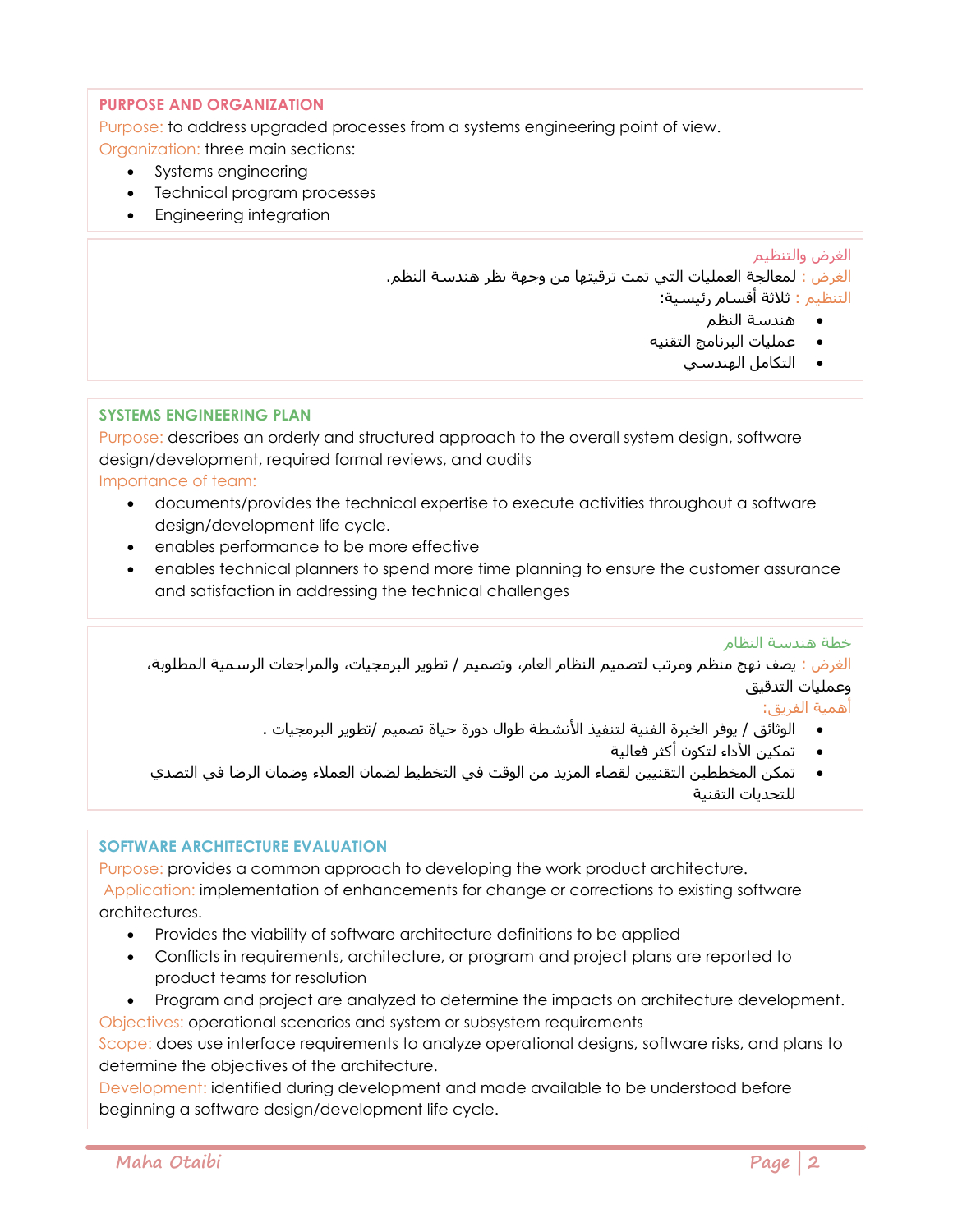## PURPOSE AND ORGANIZATION

Purpose: to address upgraded processes from a systems engineering point of view.
Organization: three main sections:

- Systems engineering
- Technical program processes
- Engineering integration

## الغرض والتنظيم

الغرض : لمعالجة العمليات التي تمت ترقيتها من وجهة نظر هندسة النظم.
التنظيم : ثلاثة أقسام رئيسية:

- هندسة النظم
- عمليات البرنامج التقنيه
- التكامل الهندسي

## SYSTEMS ENGINEERING PLAN

Purpose: describes an orderly and structured approach to the overall system design, software design/development, required formal reviews, and audits
Importance of team:

- documents/provides the technical expertise to execute activities throughout a software design/development life cycle.
- enables performance to be more effective
- enables technical planners to spend more time planning to ensure the customer assurance and satisfaction in addressing the technical challenges

## خطة هندسة النظام

الغرض : يصف نهج منظم ومرتب لتصميم النظام العام، وتصميم / تطوير البرمجيات، والمراجعات الرسمية المطلوبة، وعمليات التدقيق
أهمية الفريق:

- الوثائق / يوفر الخبرة الفنية لتنفيذ الأنشطة طوال دورة حياة تصميم /تطوير البرمجيات .
- تمكين الأداء لتكون أكثر فعالية
- تمكن المخططين التقنيين لقضاء المزيد من الوقت في التخطيط لضمان العملاء وضمان الرضا في التصدي للتحديات التقنية

## SOFTWARE ARCHITECTURE EVALUATION

Purpose: provides a common approach to developing the work product architecture.
Application: implementation of enhancements for change or corrections to existing software architectures.

- Provides the viability of software architecture definitions to be applied
- Conflicts in requirements, architecture, or program and project plans are reported to product teams for resolution
- Program and project are analyzed to determine the impacts on architecture development.

Objectives: operational scenarios and system or subsystem requirements
Scope: does use interface requirements to analyze operational designs, software risks, and plans to determine the objectives of the architecture.
Development: identified during development and made available to be understood before beginning a software design/development life cycle.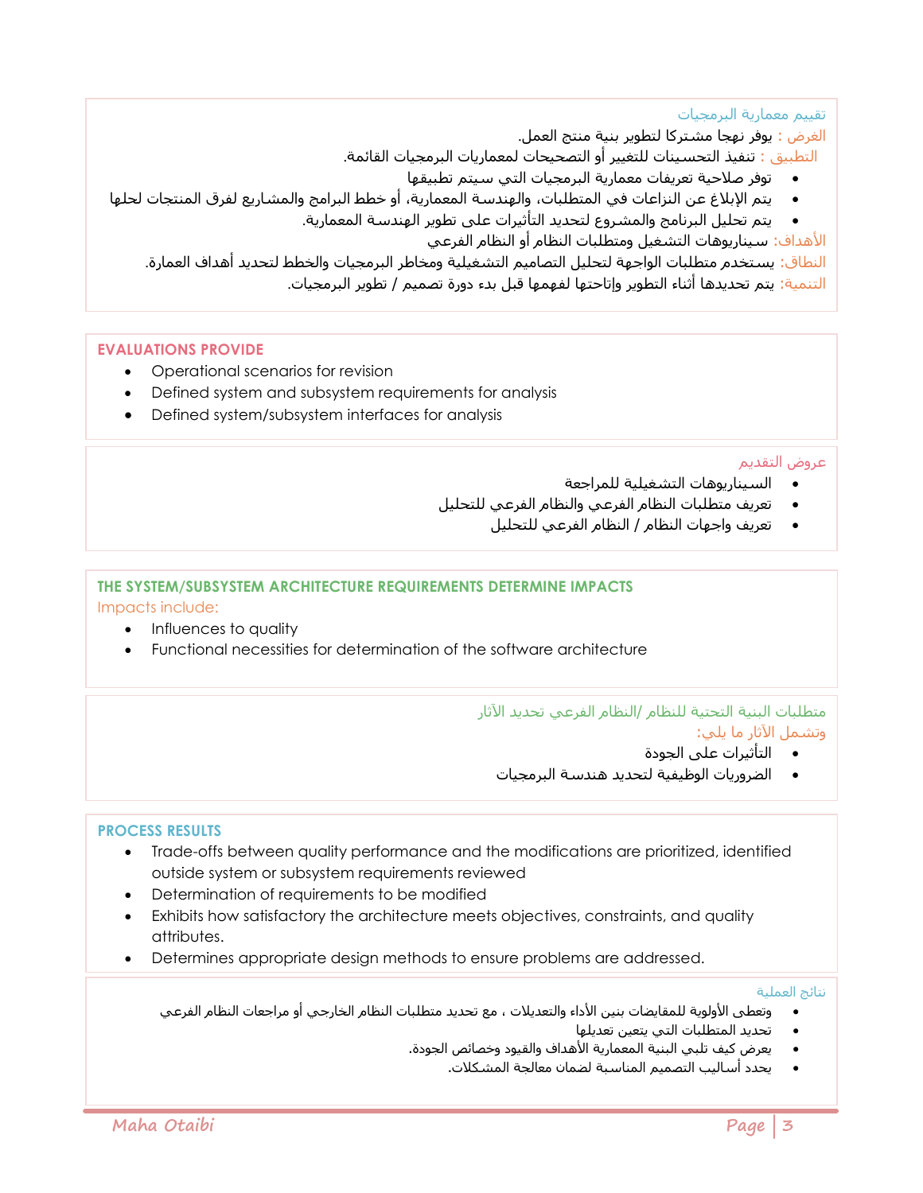تقييم معمارية البرمجيات

الغرض : يوفر نهجا مشتركا لتطوير بنية منتج العمل.

التطبيق : تنفيذ التحسينات للتغيير أو التصحيحات لمعماريات البرمجيات القائمة.

- توفر صلاحية تعريفات معمارية البرمجيات التي سيتم تطبيقها
- يتم الإبلاغ عن النزاعات في المتطلبات، والهندسة المعمارية، أو خطط البرامج والمشاريع لفرق المنتجات لحلها
- يتم تحليل البرنامج والمشروع لتحديد التأثيرات على تطوير الهندسة المعمارية.

الأهداف: سيناريوهات التشغيل ومتطلبات النظام أو النظام الفرعي

النطاق: يستخدم متطلبات الواجهة لتحليل التصاميم التشغيلية ومخاطر البرمجيات والخطط لتحديد أهداف العمارة.

التنمية: يتم تحديدها أثناء التطوير وإتاحتها لفهمها قبل بدء دورة تصميم / تطوير البرمجيات.

## EVALUATIONS PROVIDE

- Operational scenarios for revision
- Defined system and subsystem requirements for analysis
- Defined system/subsystem interfaces for analysis

## عروض التقديم

- السيناريوهات التشغيلية للمراجعة
- تعريف متطلبات النظام الفرعي والنظام الفرعي للتحليل
- تعريف واجهات النظام / النظام الفرعي للتحليل

## THE SYSTEM/SUBSYSTEM ARCHITECTURE REQUIREMENTS DETERMINE IMPACTS

Impacts include:

- Influences to quality
- Functional necessities for determination of the software architecture

## متطلبات البنية التحتية للنظام /النظام الفرعي تحديد الآثار

وتشمل الآثار ما يلي:

- التأثيرات على الجودة
- الضروريات الوظيفية لتحديد هندسة البرمجيات

## PROCESS RESULTS

- Trade-offs between quality performance and the modifications are prioritized, identified outside system or subsystem requirements reviewed
- Determination of requirements to be modified
- Exhibits how satisfactory the architecture meets objectives, constraints, and quality attributes.
- Determines appropriate design methods to ensure problems are addressed.

## نتائج العملية

- وتعطى الأولوية للمقايضات بنين الأداء والتعديلات ، مع تحديد متطلبات النظام الخارجي أو مراجعات النظام الفرعي
- تحديد المتطلبات التي يتعين تعديلها
- يعرض كيف تلبي البنية المعمارية الأهداف والقيود وخصائص الجودة.
- يحدد أساليب التصميم المناسبة لضمان معالجة المشكلات.